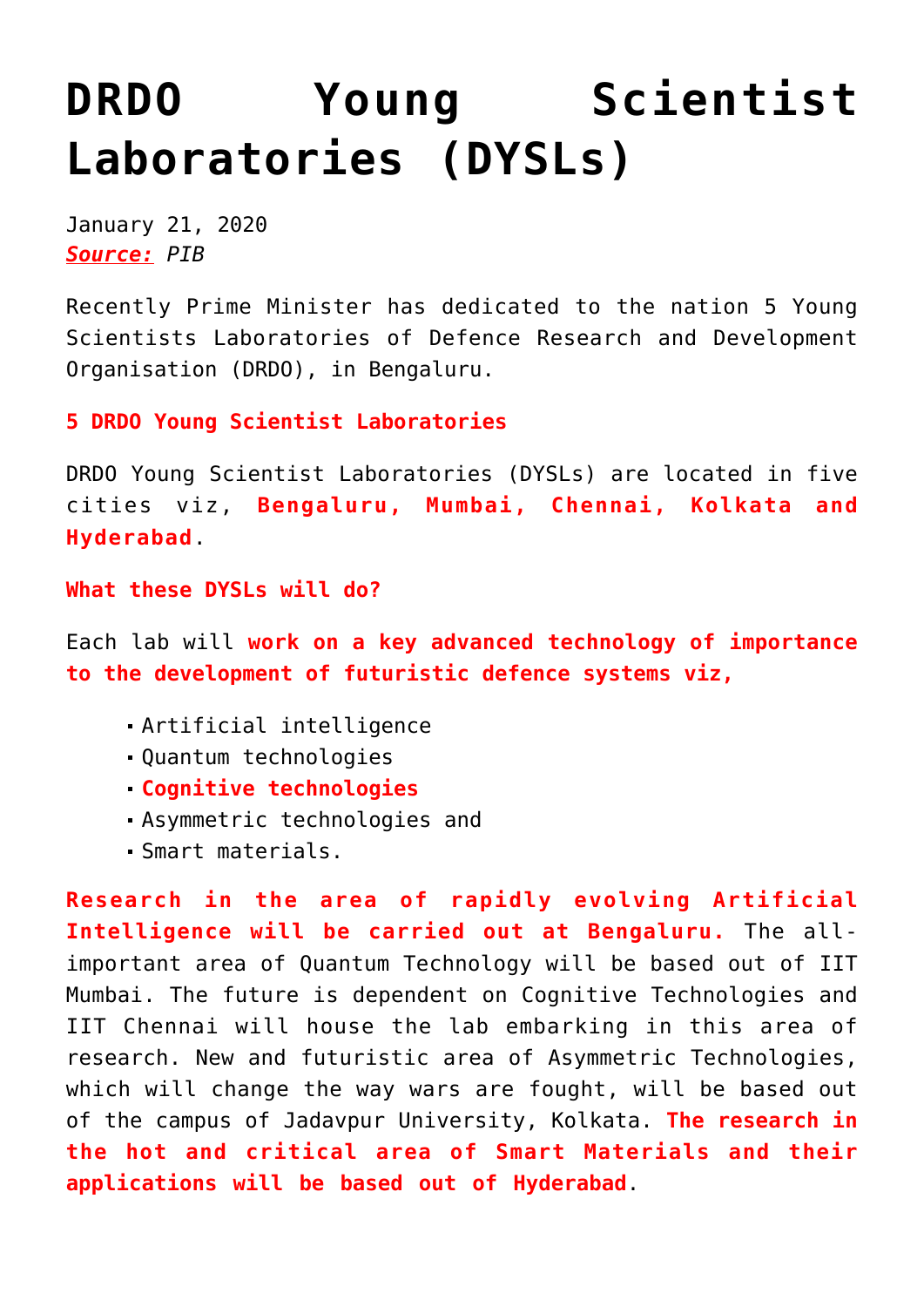# DRDO Young Scientist Laboratories (DYSLs)

January 21, 2020
***Source:*** *PIB*

Recently Prime Minister has dedicated to the nation 5 Young Scientists Laboratories of Defence Research and Development Organisation (DRDO), in Bengaluru.

**5 DRDO Young Scientist Laboratories**

DRDO Young Scientist Laboratories (DYSLs) are located in five cities viz, **Bengaluru, Mumbai, Chennai, Kolkata and Hyderabad**.

**What these DYSLs will do?**

Each lab will **work on a key advanced technology of importance to the development of futuristic defence systems viz,**

- Artificial intelligence
- Quantum technologies
- **Cognitive technologies**
- Asymmetric technologies and
- Smart materials.

**Research in the area of rapidly evolving Artificial Intelligence will be carried out at Bengaluru.** The all-important area of Quantum Technology will be based out of IIT Mumbai. The future is dependent on Cognitive Technologies and IIT Chennai will house the lab embarking in this area of research. New and futuristic area of Asymmetric Technologies, which will change the way wars are fought, will be based out of the campus of Jadavpur University, Kolkata. **The research in the hot and critical area of Smart Materials and their applications will be based out of Hyderabad**.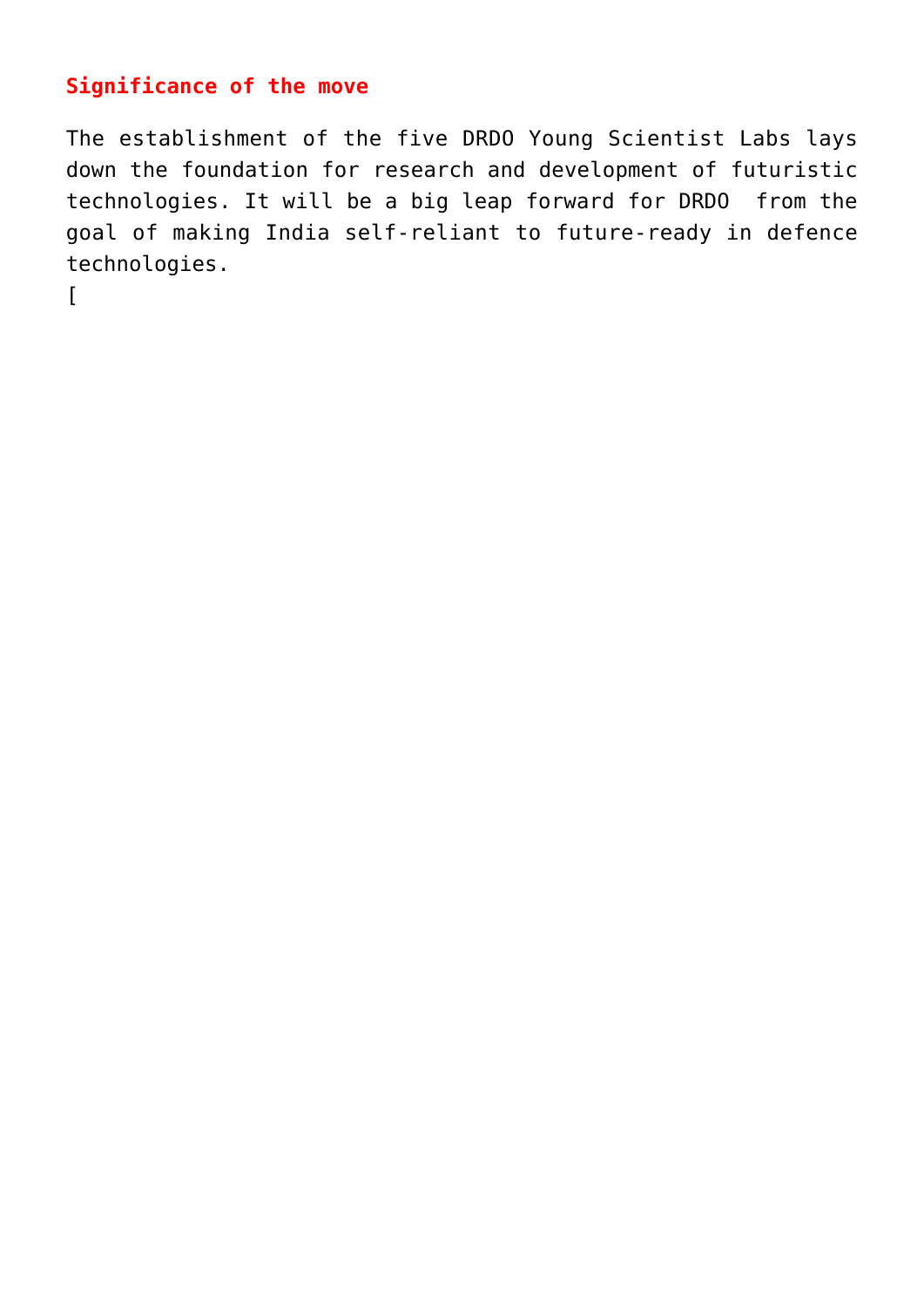**Significance of the move**

The establishment of the five DRDO Young Scientist Labs lays down the foundation for research and development of futuristic technologies. It will be a big leap forward for DRDO from the goal of making India self-reliant to future-ready in defence technologies.

[